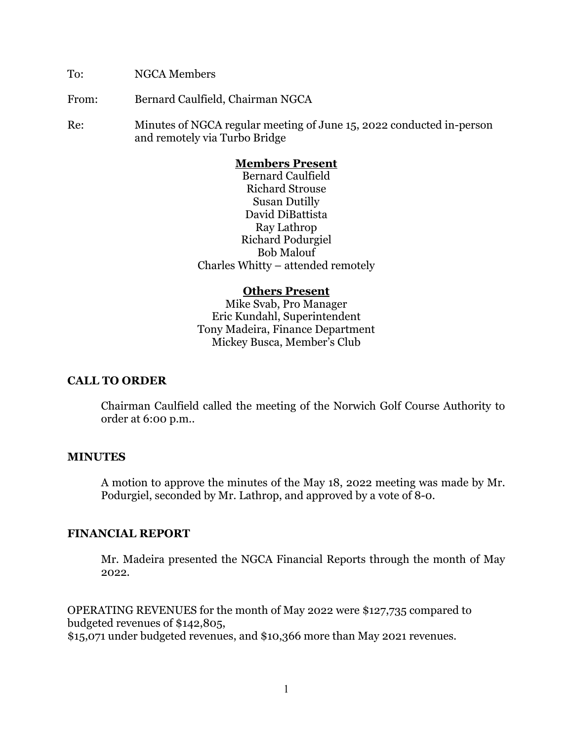To: NGCA Members

From: Bernard Caulfield, Chairman NGCA

Re: Minutes of NGCA regular meeting of June 15, 2022 conducted in-person and remotely via Turbo Bridge

**Members Present**

Bernard Caulfield
Richard Strouse
Susan Dutilly
David DiBattista
Ray Lathrop
Richard Podurgiel
Bob Malouf
Charles Whitty – attended remotely

**Others Present**

Mike Svab, Pro Manager
Eric Kundahl, Superintendent
Tony Madeira, Finance Department
Mickey Busca, Member's Club

## CALL TO ORDER

Chairman Caulfield called the meeting of the Norwich Golf Course Authority to order at 6:00 p.m..

## MINUTES

A motion to approve the minutes of the May 18, 2022 meeting was made by Mr. Podurgiel, seconded by Mr. Lathrop, and approved by a vote of 8-0.

## FINANCIAL REPORT

Mr. Madeira presented the NGCA Financial Reports through the month of May 2022.

OPERATING REVENUES for the month of May 2022 were $127,735 compared to budgeted revenues of $142,805,
$15,071 under budgeted revenues, and $10,366 more than May 2021 revenues.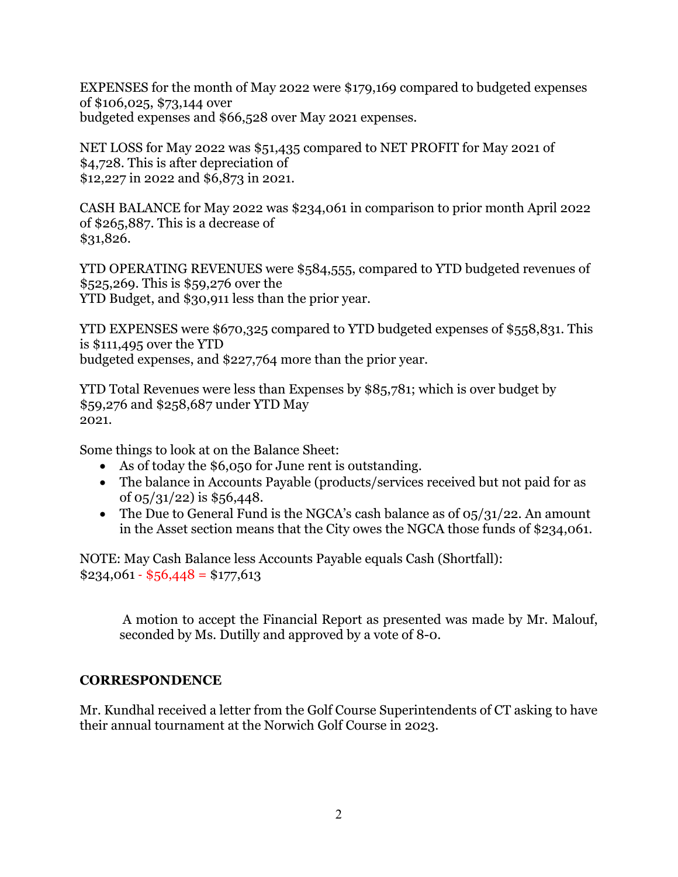EXPENSES for the month of May 2022 were $179,169 compared to budgeted expenses of $106,025, $73,144 over budgeted expenses and $66,528 over May 2021 expenses.

NET LOSS for May 2022 was $51,435 compared to NET PROFIT for May 2021 of $4,728. This is after depreciation of $12,227 in 2022 and $6,873 in 2021.

CASH BALANCE for May 2022 was $234,061 in comparison to prior month April 2022 of $265,887. This is a decrease of $31,826.

YTD OPERATING REVENUES were $584,555, compared to YTD budgeted revenues of $525,269. This is $59,276 over the YTD Budget, and $30,911 less than the prior year.

YTD EXPENSES were $670,325 compared to YTD budgeted expenses of $558,831. This is $111,495 over the YTD budgeted expenses, and $227,764 more than the prior year.

YTD Total Revenues were less than Expenses by $85,781; which is over budget by $59,276 and $258,687 under YTD May 2021.

Some things to look at on the Balance Sheet:

- As of today the $6,050 for June rent is outstanding.
- The balance in Accounts Payable (products/services received but not paid for as of 05/31/22) is $56,448.
- The Due to General Fund is the NGCA's cash balance as of 05/31/22. An amount in the Asset section means that the City owes the NGCA those funds of $234,061.

NOTE: May Cash Balance less Accounts Payable equals Cash (Shortfall):
$234,061 - $56,448 = $177,613

A motion to accept the Financial Report as presented was made by Mr. Malouf, seconded by Ms. Dutilly and approved by a vote of 8-0.

## CORRESPONDENCE

Mr. Kundhal received a letter from the Golf Course Superintendents of CT asking to have their annual tournament at the Norwich Golf Course in 2023.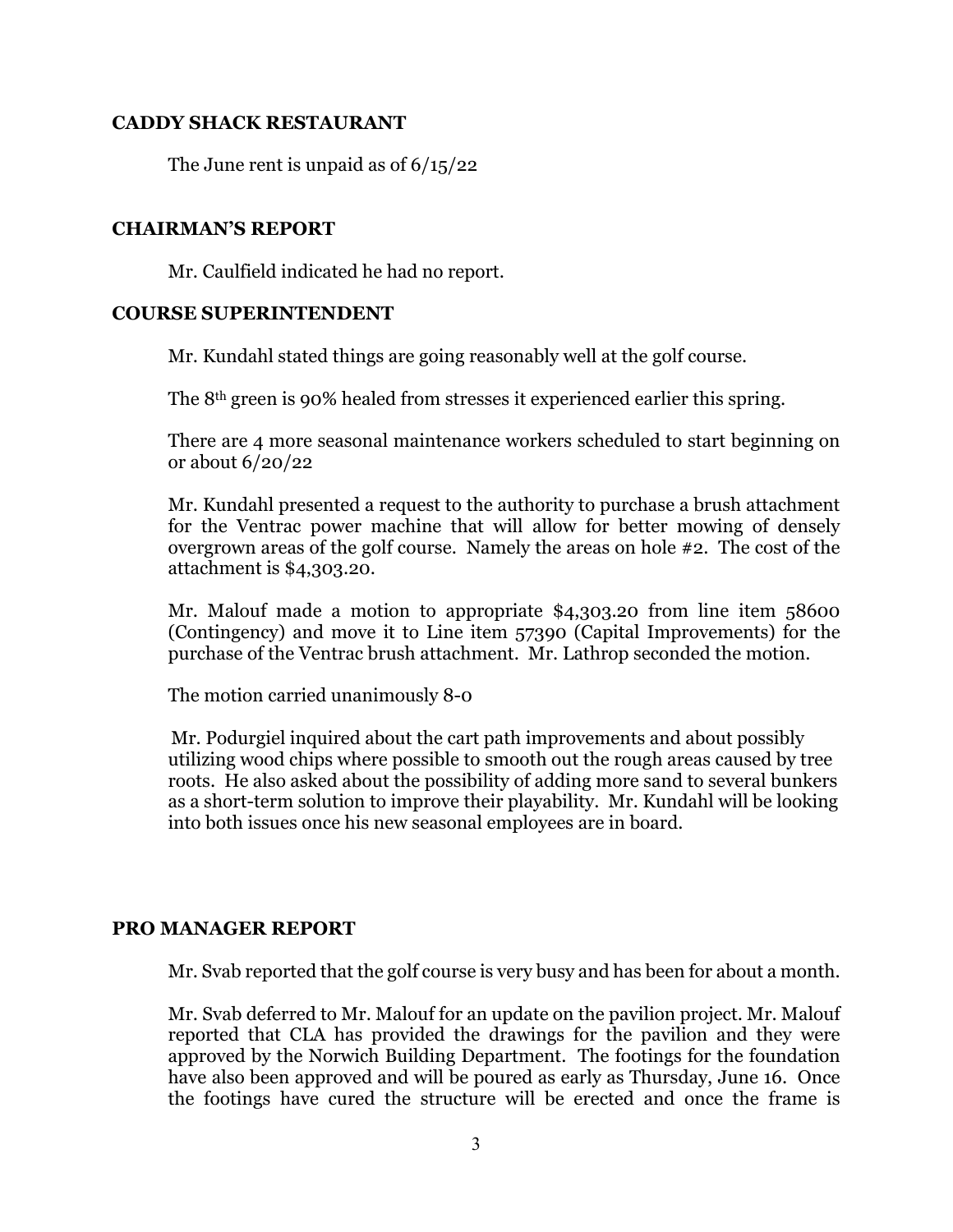## CADDY SHACK RESTAURANT

The June rent is unpaid as of 6/15/22

## CHAIRMAN'S REPORT

Mr. Caulfield indicated he had no report.

## COURSE SUPERINTENDENT

Mr. Kundahl stated things are going reasonably well at the golf course.

The 8th green is 90% healed from stresses it experienced earlier this spring.

There are 4 more seasonal maintenance workers scheduled to start beginning on or about 6/20/22

Mr. Kundahl presented a request to the authority to purchase a brush attachment for the Ventrac power machine that will allow for better mowing of densely overgrown areas of the golf course. Namely the areas on hole #2. The cost of the attachment is $4,303.20.

Mr. Malouf made a motion to appropriate $4,303.20 from line item 58600 (Contingency) and move it to Line item 57390 (Capital Improvements) for the purchase of the Ventrac brush attachment. Mr. Lathrop seconded the motion.

The motion carried unanimously 8-0

Mr. Podurgiel inquired about the cart path improvements and about possibly utilizing wood chips where possible to smooth out the rough areas caused by tree roots. He also asked about the possibility of adding more sand to several bunkers as a short-term solution to improve their playability. Mr. Kundahl will be looking into both issues once his new seasonal employees are in board.

## PRO MANAGER REPORT

Mr. Svab reported that the golf course is very busy and has been for about a month.

Mr. Svab deferred to Mr. Malouf for an update on the pavilion project. Mr. Malouf reported that CLA has provided the drawings for the pavilion and they were approved by the Norwich Building Department. The footings for the foundation have also been approved and will be poured as early as Thursday, June 16. Once the footings have cured the structure will be erected and once the frame is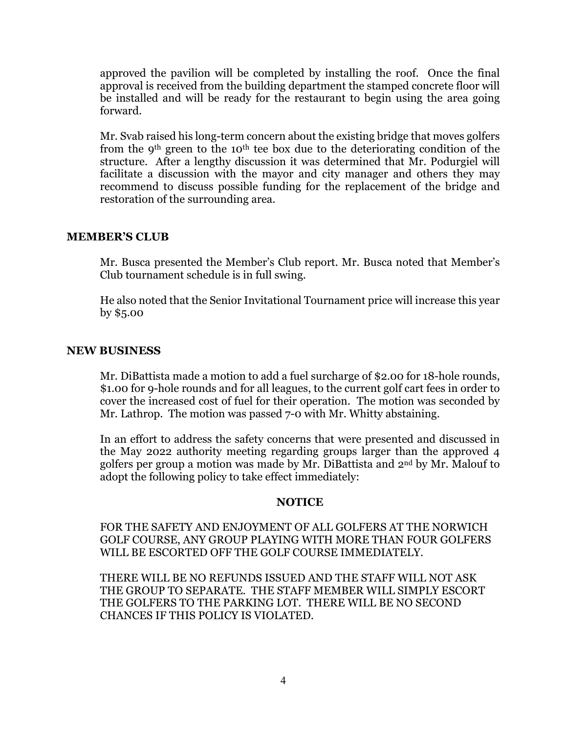approved the pavilion will be completed by installing the roof. Once the final approval is received from the building department the stamped concrete floor will be installed and will be ready for the restaurant to begin using the area going forward.

Mr. Svab raised his long-term concern about the existing bridge that moves golfers from the 9th green to the 10th tee box due to the deteriorating condition of the structure. After a lengthy discussion it was determined that Mr. Podurgiel will facilitate a discussion with the mayor and city manager and others they may recommend to discuss possible funding for the replacement of the bridge and restoration of the surrounding area.

## MEMBER'S CLUB

Mr. Busca presented the Member's Club report. Mr. Busca noted that Member's Club tournament schedule is in full swing.

He also noted that the Senior Invitational Tournament price will increase this year by $5.00

## NEW BUSINESS

Mr. DiBattista made a motion to add a fuel surcharge of $2.00 for 18-hole rounds, $1.00 for 9-hole rounds and for all leagues, to the current golf cart fees in order to cover the increased cost of fuel for their operation. The motion was seconded by Mr. Lathrop. The motion was passed 7-0 with Mr. Whitty abstaining.

In an effort to address the safety concerns that were presented and discussed in the May 2022 authority meeting regarding groups larger than the approved 4 golfers per group a motion was made by Mr. DiBattista and 2nd by Mr. Malouf to adopt the following policy to take effect immediately:

**NOTICE**

FOR THE SAFETY AND ENJOYMENT OF ALL GOLFERS AT THE NORWICH GOLF COURSE, ANY GROUP PLAYING WITH MORE THAN FOUR GOLFERS WILL BE ESCORTED OFF THE GOLF COURSE IMMEDIATELY.

THERE WILL BE NO REFUNDS ISSUED AND THE STAFF WILL NOT ASK THE GROUP TO SEPARATE. THE STAFF MEMBER WILL SIMPLY ESCORT THE GOLFERS TO THE PARKING LOT. THERE WILL BE NO SECOND CHANCES IF THIS POLICY IS VIOLATED.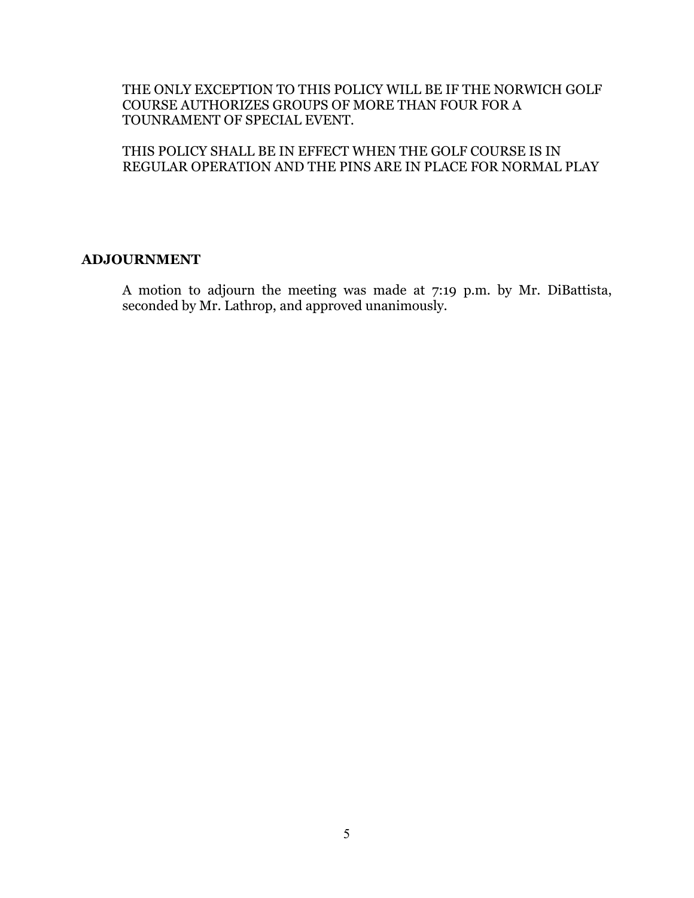THE ONLY EXCEPTION TO THIS POLICY WILL BE IF THE NORWICH GOLF COURSE AUTHORIZES GROUPS OF MORE THAN FOUR FOR A TOUNRAMENT OF SPECIAL EVENT.

THIS POLICY SHALL BE IN EFFECT WHEN THE GOLF COURSE IS IN REGULAR OPERATION AND THE PINS ARE IN PLACE FOR NORMAL PLAY

## ADJOURNMENT

A motion to adjourn the meeting was made at 7:19 p.m. by Mr. DiBattista, seconded by Mr. Lathrop, and approved unanimously.